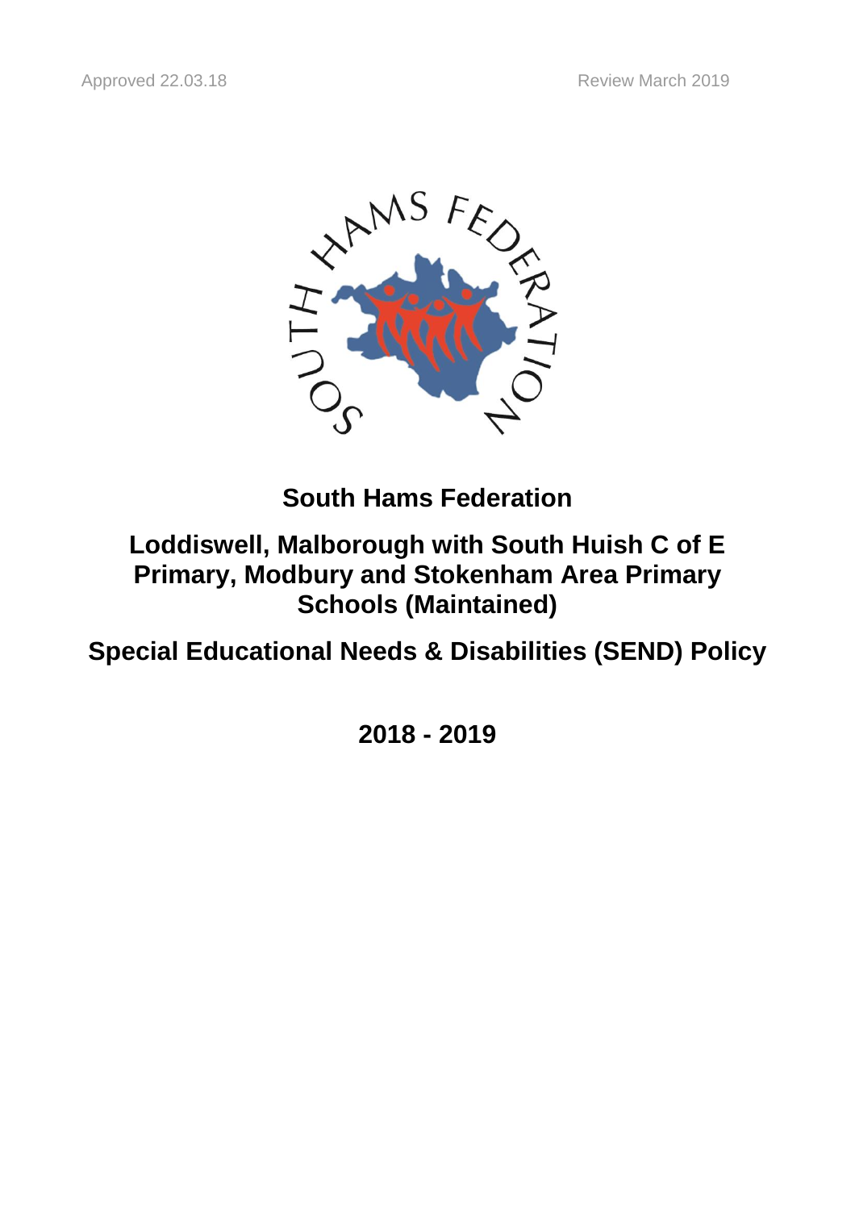Approved 22.03.18 Review March 2019

# South Hams Federation

## Loddiswell, Malborough with South Huish C of E Primary, Modbury and Stokenham Area Primary Schools (Maintained)

## Special Educational Needs & Disabilities (SEND) Policy

## 2018 - 2019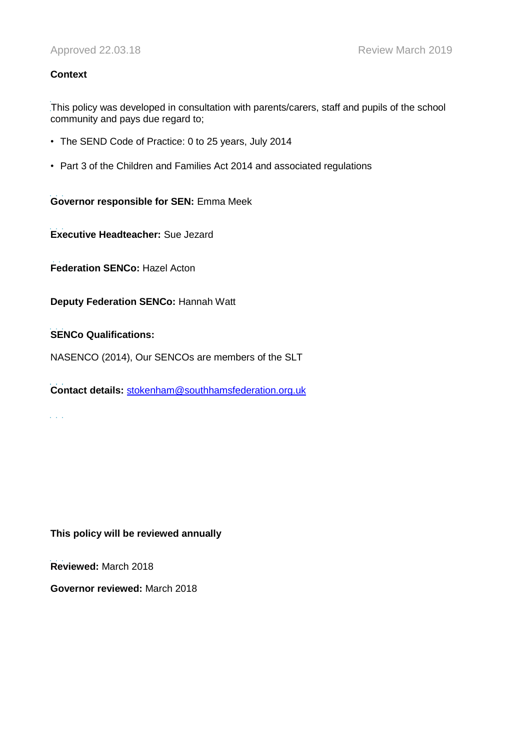Approved 22.03.18 Review March 2019

**Context**

This policy was developed in consultation with parents/carers, staff and pupils of the school community and pays due regard to;

- The SEND Code of Practice: 0 to 25 years, July 2014
- Part 3 of the Children and Families Act 2014 and associated regulations

**Governor responsible for SEN:** Emma Meek

**Executive Headteacher:** Sue Jezard

**Federation SENCo:** Hazel Acton

**Deputy Federation SENCo:** Hannah Watt

**SENCo Qualifications:**

NASENCO (2014), Our SENCOs are members of the SLT

**Contact details:** stokenham@southhamsfederation.org.uk

**This policy will be reviewed annually**

**Reviewed:** March 2018

**Governor reviewed:** March 2018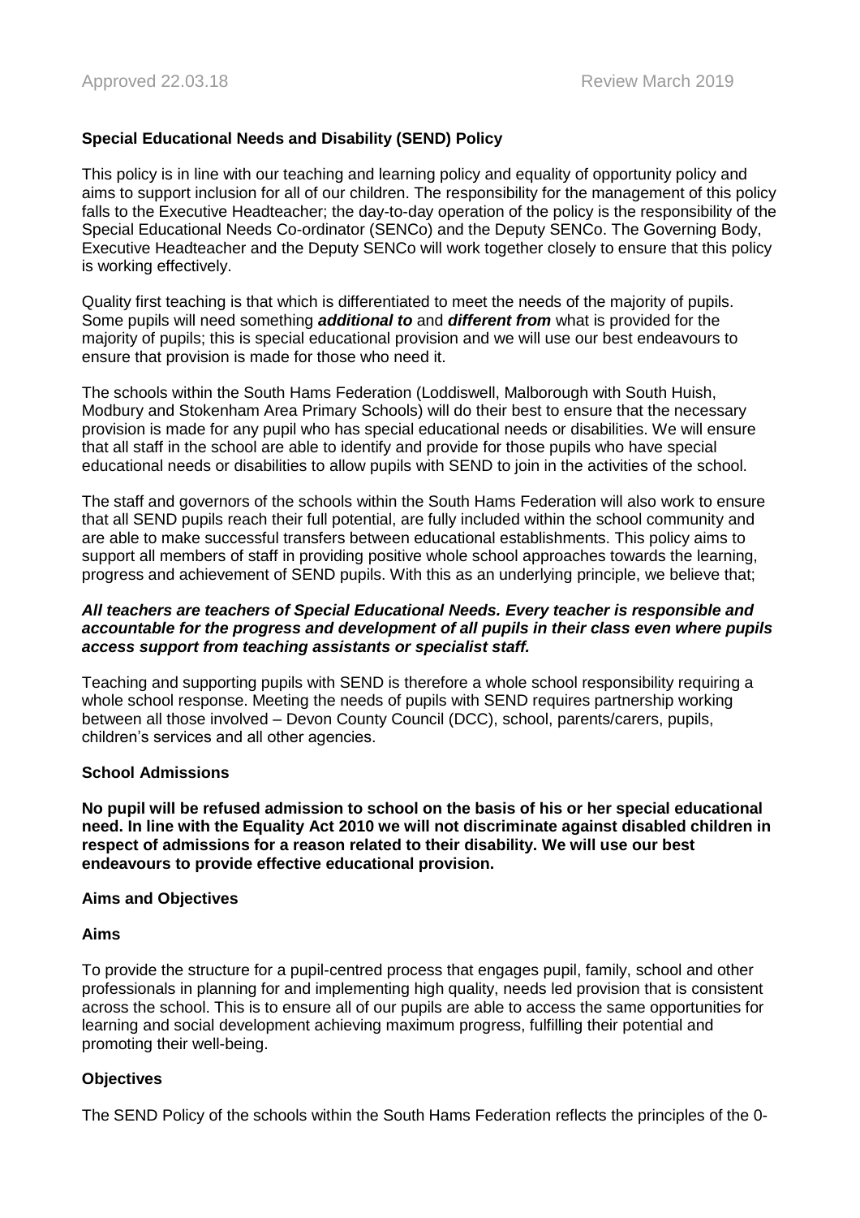Approved 22.03.18 Review March 2019

**Special Educational Needs and Disability (SEND) Policy**

This policy is in line with our teaching and learning policy and equality of opportunity policy and aims to support inclusion for all of our children. The responsibility for the management of this policy falls to the Executive Headteacher; the day-to-day operation of the policy is the responsibility of the Special Educational Needs Co-ordinator (SENCo) and the Deputy SENCo. The Governing Body, Executive Headteacher and the Deputy SENCo will work together closely to ensure that this policy is working effectively.

Quality first teaching is that which is differentiated to meet the needs of the majority of pupils. Some pupils will need something ***additional to*** and ***different from*** what is provided for the majority of pupils; this is special educational provision and we will use our best endeavours to ensure that provision is made for those who need it.

The schools within the South Hams Federation (Loddiswell, Malborough with South Huish, Modbury and Stokenham Area Primary Schools) will do their best to ensure that the necessary provision is made for any pupil who has special educational needs or disabilities. We will ensure that all staff in the school are able to identify and provide for those pupils who have special educational needs or disabilities to allow pupils with SEND to join in the activities of the school.

The staff and governors of the schools within the South Hams Federation will also work to ensure that all SEND pupils reach their full potential, are fully included within the school community and are able to make successful transfers between educational establishments. This policy aims to support all members of staff in providing positive whole school approaches towards the learning, progress and achievement of SEND pupils. With this as an underlying principle, we believe that;

***All teachers are teachers of Special Educational Needs. Every teacher is responsible and accountable for the progress and development of all pupils in their class even where pupils access support from teaching assistants or specialist staff.***

Teaching and supporting pupils with SEND is therefore a whole school responsibility requiring a whole school response. Meeting the needs of pupils with SEND requires partnership working between all those involved – Devon County Council (DCC), school, parents/carers, pupils, children's services and all other agencies.

**School Admissions**

**No pupil will be refused admission to school on the basis of his or her special educational need. In line with the Equality Act 2010 we will not discriminate against disabled children in respect of admissions for a reason related to their disability. We will use our best endeavours to provide effective educational provision.**

**Aims and Objectives**

**Aims**

To provide the structure for a pupil-centred process that engages pupil, family, school and other professionals in planning for and implementing high quality, needs led provision that is consistent across the school. This is to ensure all of our pupils are able to access the same opportunities for learning and social development achieving maximum progress, fulfilling their potential and promoting their well-being.

**Objectives**

The SEND Policy of the schools within the South Hams Federation reflects the principles of the 0-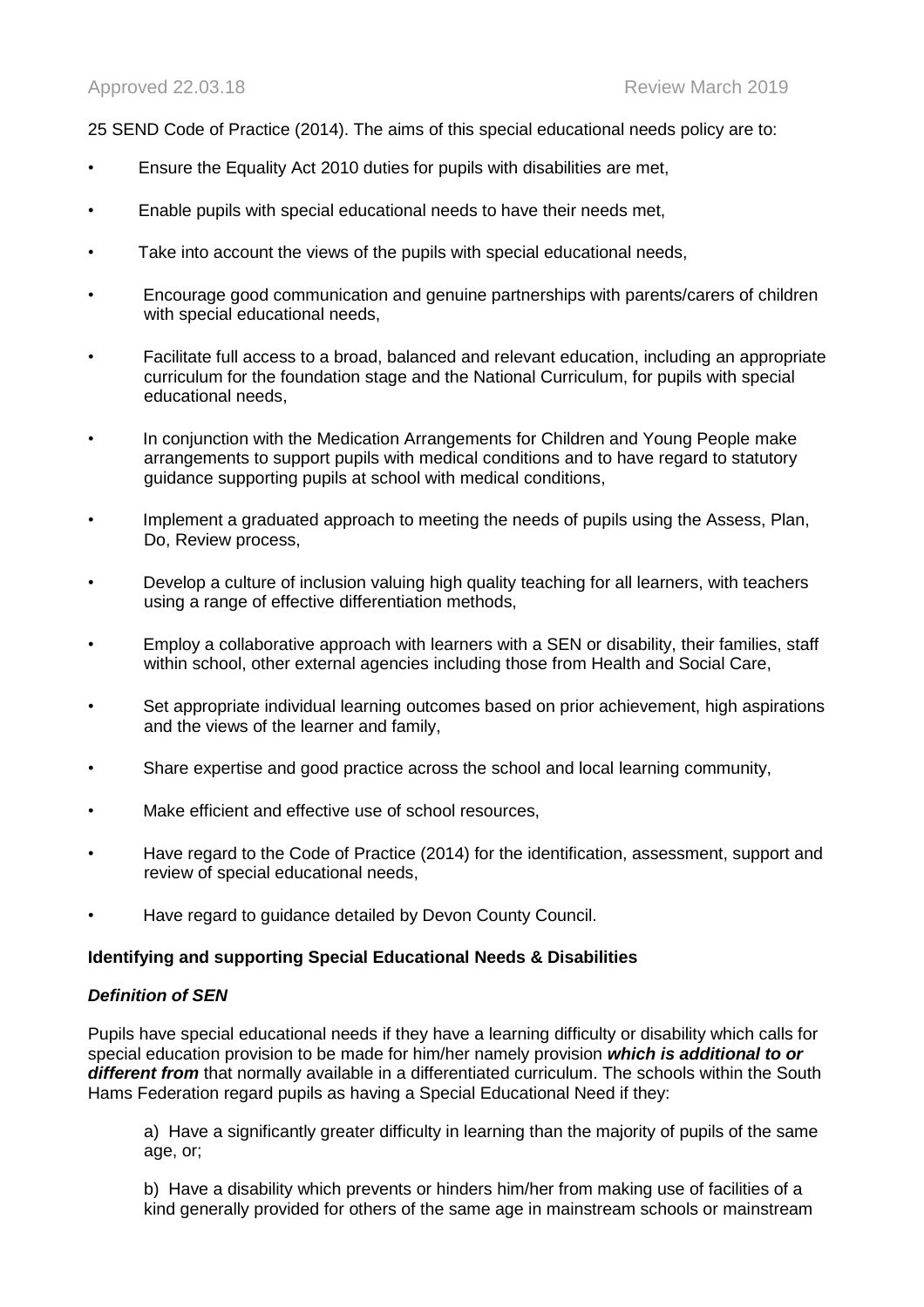25 SEND Code of Practice (2014). The aims of this special educational needs policy are to:

- Ensure the Equality Act 2010 duties for pupils with disabilities are met,
- Enable pupils with special educational needs to have their needs met,
- Take into account the views of the pupils with special educational needs,
- Encourage good communication and genuine partnerships with parents/carers of children with special educational needs,
- Facilitate full access to a broad, balanced and relevant education, including an appropriate curriculum for the foundation stage and the National Curriculum, for pupils with special educational needs,
- In conjunction with the Medication Arrangements for Children and Young People make arrangements to support pupils with medical conditions and to have regard to statutory guidance supporting pupils at school with medical conditions,
- Implement a graduated approach to meeting the needs of pupils using the Assess, Plan, Do, Review process,
- Develop a culture of inclusion valuing high quality teaching for all learners, with teachers using a range of effective differentiation methods,
- Employ a collaborative approach with learners with a SEN or disability, their families, staff within school, other external agencies including those from Health and Social Care,
- Set appropriate individual learning outcomes based on prior achievement, high aspirations and the views of the learner and family,
- Share expertise and good practice across the school and local learning community,
- Make efficient and effective use of school resources,
- Have regard to the Code of Practice (2014) for the identification, assessment, support and review of special educational needs,
- Have regard to guidance detailed by Devon County Council.

**Identifying and supporting Special Educational Needs & Disabilities**

***Definition of SEN***

Pupils have special educational needs if they have a learning difficulty or disability which calls for special education provision to be made for him/her namely provision ***which is additional to or different from*** that normally available in a differentiated curriculum. The schools within the South Hams Federation regard pupils as having a Special Educational Need if they:

a) Have a significantly greater difficulty in learning than the majority of pupils of the same age, or;

b) Have a disability which prevents or hinders him/her from making use of facilities of a kind generally provided for others of the same age in mainstream schools or mainstream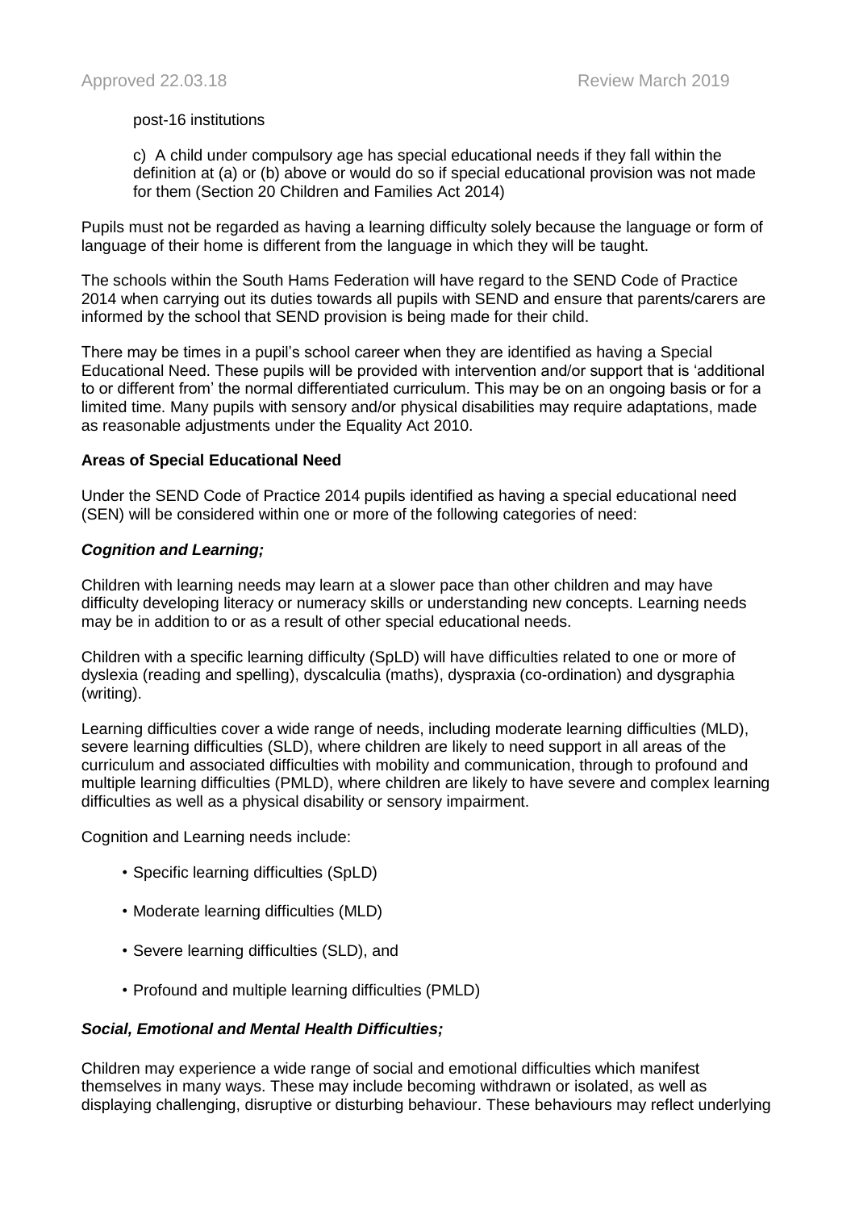post-16 institutions

c) A child under compulsory age has special educational needs if they fall within the definition at (a) or (b) above or would do so if special educational provision was not made for them (Section 20 Children and Families Act 2014)

Pupils must not be regarded as having a learning difficulty solely because the language or form of language of their home is different from the language in which they will be taught.

The schools within the South Hams Federation will have regard to the SEND Code of Practice 2014 when carrying out its duties towards all pupils with SEND and ensure that parents/carers are informed by the school that SEND provision is being made for their child.

There may be times in a pupil's school career when they are identified as having a Special Educational Need. These pupils will be provided with intervention and/or support that is 'additional to or different from' the normal differentiated curriculum. This may be on an ongoing basis or for a limited time. Many pupils with sensory and/or physical disabilities may require adaptations, made as reasonable adjustments under the Equality Act 2010.

**Areas of Special Educational Need**

Under the SEND Code of Practice 2014 pupils identified as having a special educational need (SEN) will be considered within one or more of the following categories of need:

***Cognition and Learning;***

Children with learning needs may learn at a slower pace than other children and may have difficulty developing literacy or numeracy skills or understanding new concepts. Learning needs may be in addition to or as a result of other special educational needs.

Children with a specific learning difficulty (SpLD) will have difficulties related to one or more of dyslexia (reading and spelling), dyscalculia (maths), dyspraxia (co-ordination) and dysgraphia (writing).

Learning difficulties cover a wide range of needs, including moderate learning difficulties (MLD), severe learning difficulties (SLD), where children are likely to need support in all areas of the curriculum and associated difficulties with mobility and communication, through to profound and multiple learning difficulties (PMLD), where children are likely to have severe and complex learning difficulties as well as a physical disability or sensory impairment.

Cognition and Learning needs include:

- Specific learning difficulties (SpLD)
- Moderate learning difficulties (MLD)
- Severe learning difficulties (SLD), and
- Profound and multiple learning difficulties (PMLD)

***Social, Emotional and Mental Health Difficulties;***

Children may experience a wide range of social and emotional difficulties which manifest themselves in many ways. These may include becoming withdrawn or isolated, as well as displaying challenging, disruptive or disturbing behaviour. These behaviours may reflect underlying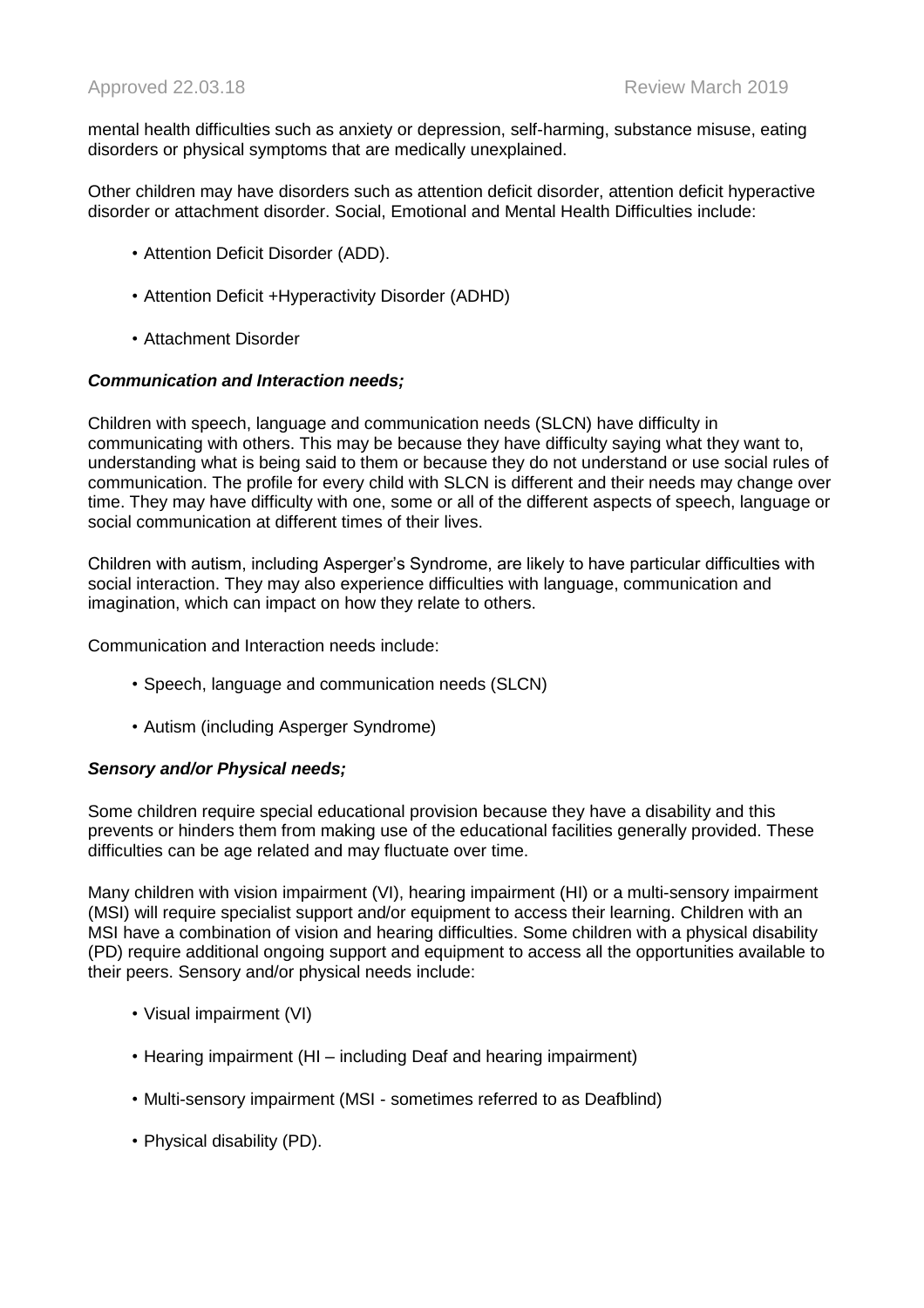mental health difficulties such as anxiety or depression, self-harming, substance misuse, eating disorders or physical symptoms that are medically unexplained.

Other children may have disorders such as attention deficit disorder, attention deficit hyperactive disorder or attachment disorder. Social, Emotional and Mental Health Difficulties include:

- Attention Deficit Disorder (ADD).
- Attention Deficit +Hyperactivity Disorder (ADHD)
- Attachment Disorder

***Communication and Interaction needs;***

Children with speech, language and communication needs (SLCN) have difficulty in communicating with others. This may be because they have difficulty saying what they want to, understanding what is being said to them or because they do not understand or use social rules of communication. The profile for every child with SLCN is different and their needs may change over time. They may have difficulty with one, some or all of the different aspects of speech, language or social communication at different times of their lives.

Children with autism, including Asperger's Syndrome, are likely to have particular difficulties with social interaction. They may also experience difficulties with language, communication and imagination, which can impact on how they relate to others.

Communication and Interaction needs include:

- Speech, language and communication needs (SLCN)
- Autism (including Asperger Syndrome)

***Sensory and/or Physical needs;***

Some children require special educational provision because they have a disability and this prevents or hinders them from making use of the educational facilities generally provided. These difficulties can be age related and may fluctuate over time.

Many children with vision impairment (VI), hearing impairment (HI) or a multi-sensory impairment (MSI) will require specialist support and/or equipment to access their learning. Children with an MSI have a combination of vision and hearing difficulties. Some children with a physical disability (PD) require additional ongoing support and equipment to access all the opportunities available to their peers. Sensory and/or physical needs include:

- Visual impairment (VI)
- Hearing impairment (HI – including Deaf and hearing impairment)
- Multi-sensory impairment (MSI - sometimes referred to as Deafblind)
- Physical disability (PD).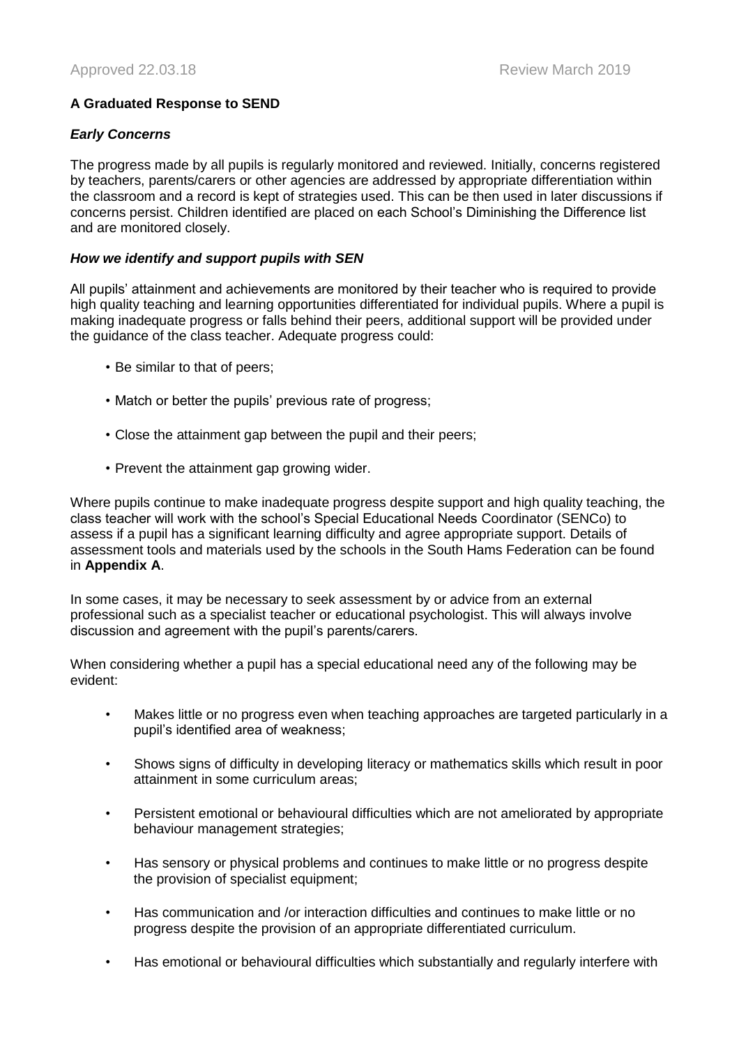**A Graduated Response to SEND**

***Early Concerns***

The progress made by all pupils is regularly monitored and reviewed. Initially, concerns registered by teachers, parents/carers or other agencies are addressed by appropriate differentiation within the classroom and a record is kept of strategies used. This can be then used in later discussions if concerns persist. Children identified are placed on each School's Diminishing the Difference list and are monitored closely.

***How we identify and support pupils with SEN***

All pupils' attainment and achievements are monitored by their teacher who is required to provide high quality teaching and learning opportunities differentiated for individual pupils. Where a pupil is making inadequate progress or falls behind their peers, additional support will be provided under the guidance of the class teacher. Adequate progress could:

- Be similar to that of peers;
- Match or better the pupils' previous rate of progress;
- Close the attainment gap between the pupil and their peers;
- Prevent the attainment gap growing wider.

Where pupils continue to make inadequate progress despite support and high quality teaching, the class teacher will work with the school's Special Educational Needs Coordinator (SENCo) to assess if a pupil has a significant learning difficulty and agree appropriate support. Details of assessment tools and materials used by the schools in the South Hams Federation can be found in **Appendix A**.

In some cases, it may be necessary to seek assessment by or advice from an external professional such as a specialist teacher or educational psychologist. This will always involve discussion and agreement with the pupil's parents/carers.

When considering whether a pupil has a special educational need any of the following may be evident:

- Makes little or no progress even when teaching approaches are targeted particularly in a pupil's identified area of weakness;
- Shows signs of difficulty in developing literacy or mathematics skills which result in poor attainment in some curriculum areas;
- Persistent emotional or behavioural difficulties which are not ameliorated by appropriate behaviour management strategies;
- Has sensory or physical problems and continues to make little or no progress despite the provision of specialist equipment;
- Has communication and /or interaction difficulties and continues to make little or no progress despite the provision of an appropriate differentiated curriculum.
- Has emotional or behavioural difficulties which substantially and regularly interfere with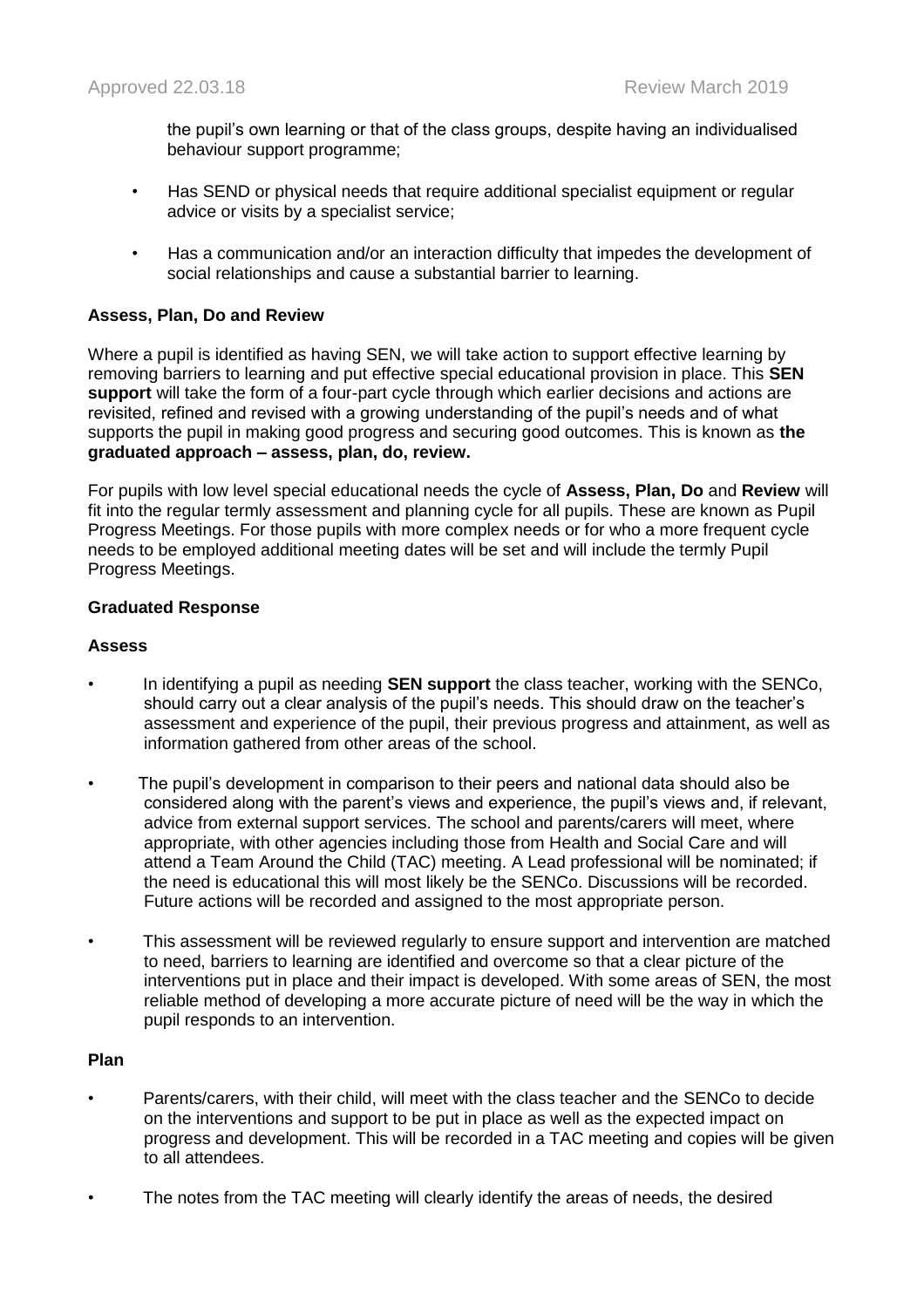the pupil's own learning or that of the class groups, despite having an individualised behaviour support programme;

- Has SEND or physical needs that require additional specialist equipment or regular advice or visits by a specialist service;
- Has a communication and/or an interaction difficulty that impedes the development of social relationships and cause a substantial barrier to learning.

**Assess, Plan, Do and Review**

Where a pupil is identified as having SEN, we will take action to support effective learning by removing barriers to learning and put effective special educational provision in place. This **SEN support** will take the form of a four-part cycle through which earlier decisions and actions are revisited, refined and revised with a growing understanding of the pupil's needs and of what supports the pupil in making good progress and securing good outcomes. This is known as **the graduated approach – assess, plan, do, review.**

For pupils with low level special educational needs the cycle of **Assess, Plan, Do** and **Review** will fit into the regular termly assessment and planning cycle for all pupils. These are known as Pupil Progress Meetings. For those pupils with more complex needs or for who a more frequent cycle needs to be employed additional meeting dates will be set and will include the termly Pupil Progress Meetings.

**Graduated Response**

**Assess**

- In identifying a pupil as needing **SEN support** the class teacher, working with the SENCo, should carry out a clear analysis of the pupil's needs. This should draw on the teacher's assessment and experience of the pupil, their previous progress and attainment, as well as information gathered from other areas of the school.
- The pupil's development in comparison to their peers and national data should also be considered along with the parent's views and experience, the pupil's views and, if relevant, advice from external support services. The school and parents/carers will meet, where appropriate, with other agencies including those from Health and Social Care and will attend a Team Around the Child (TAC) meeting. A Lead professional will be nominated; if the need is educational this will most likely be the SENCo. Discussions will be recorded. Future actions will be recorded and assigned to the most appropriate person.
- This assessment will be reviewed regularly to ensure support and intervention are matched to need, barriers to learning are identified and overcome so that a clear picture of the interventions put in place and their impact is developed. With some areas of SEN, the most reliable method of developing a more accurate picture of need will be the way in which the pupil responds to an intervention.

**Plan**

- Parents/carers, with their child, will meet with the class teacher and the SENCo to decide on the interventions and support to be put in place as well as the expected impact on progress and development. This will be recorded in a TAC meeting and copies will be given to all attendees.
- The notes from the TAC meeting will clearly identify the areas of needs, the desired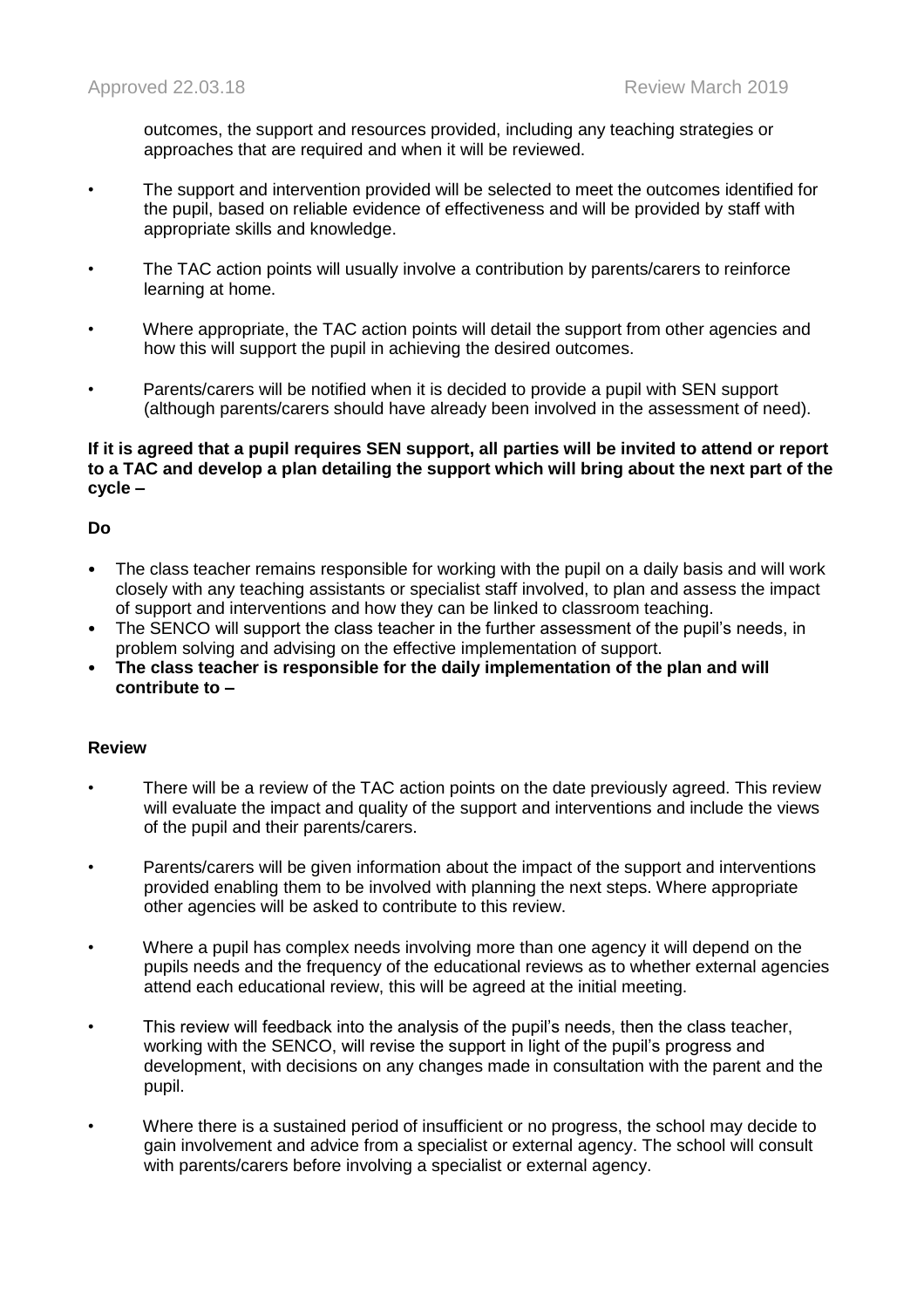outcomes, the support and resources provided, including any teaching strategies or approaches that are required and when it will be reviewed.

- The support and intervention provided will be selected to meet the outcomes identified for the pupil, based on reliable evidence of effectiveness and will be provided by staff with appropriate skills and knowledge.
- The TAC action points will usually involve a contribution by parents/carers to reinforce learning at home.
- Where appropriate, the TAC action points will detail the support from other agencies and how this will support the pupil in achieving the desired outcomes.
- Parents/carers will be notified when it is decided to provide a pupil with SEN support (although parents/carers should have already been involved in the assessment of need).

**If it is agreed that a pupil requires SEN support, all parties will be invited to attend or report to a TAC and develop a plan detailing the support which will bring about the next part of the cycle –**

**Do**

- The class teacher remains responsible for working with the pupil on a daily basis and will work closely with any teaching assistants or specialist staff involved, to plan and assess the impact of support and interventions and how they can be linked to classroom teaching.
- The SENCO will support the class teacher in the further assessment of the pupil's needs, in problem solving and advising on the effective implementation of support.
- **The class teacher is responsible for the daily implementation of the plan and will contribute to –**

**Review**

- There will be a review of the TAC action points on the date previously agreed. This review will evaluate the impact and quality of the support and interventions and include the views of the pupil and their parents/carers.
- Parents/carers will be given information about the impact of the support and interventions provided enabling them to be involved with planning the next steps. Where appropriate other agencies will be asked to contribute to this review.
- Where a pupil has complex needs involving more than one agency it will depend on the pupils needs and the frequency of the educational reviews as to whether external agencies attend each educational review, this will be agreed at the initial meeting.
- This review will feedback into the analysis of the pupil's needs, then the class teacher, working with the SENCO, will revise the support in light of the pupil's progress and development, with decisions on any changes made in consultation with the parent and the pupil.
- Where there is a sustained period of insufficient or no progress, the school may decide to gain involvement and advice from a specialist or external agency. The school will consult with parents/carers before involving a specialist or external agency.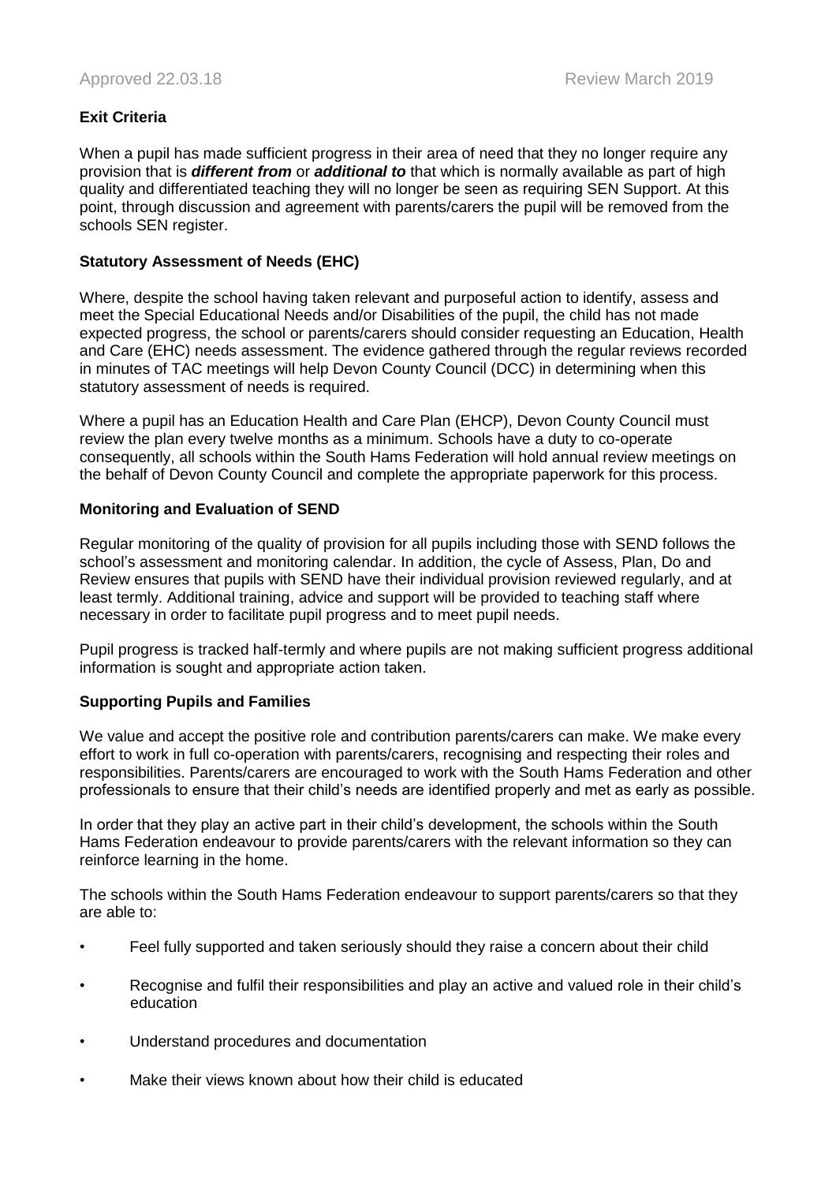**Exit Criteria**

When a pupil has made sufficient progress in their area of need that they no longer require any provision that is ***different from*** or ***additional to*** that which is normally available as part of high quality and differentiated teaching they will no longer be seen as requiring SEN Support. At this point, through discussion and agreement with parents/carers the pupil will be removed from the schools SEN register.

**Statutory Assessment of Needs (EHC)**

Where, despite the school having taken relevant and purposeful action to identify, assess and meet the Special Educational Needs and/or Disabilities of the pupil, the child has not made expected progress, the school or parents/carers should consider requesting an Education, Health and Care (EHC) needs assessment. The evidence gathered through the regular reviews recorded in minutes of TAC meetings will help Devon County Council (DCC) in determining when this statutory assessment of needs is required.

Where a pupil has an Education Health and Care Plan (EHCP), Devon County Council must review the plan every twelve months as a minimum. Schools have a duty to co-operate consequently, all schools within the South Hams Federation will hold annual review meetings on the behalf of Devon County Council and complete the appropriate paperwork for this process.

**Monitoring and Evaluation of SEND**

Regular monitoring of the quality of provision for all pupils including those with SEND follows the school's assessment and monitoring calendar. In addition, the cycle of Assess, Plan, Do and Review ensures that pupils with SEND have their individual provision reviewed regularly, and at least termly. Additional training, advice and support will be provided to teaching staff where necessary in order to facilitate pupil progress and to meet pupil needs.

Pupil progress is tracked half-termly and where pupils are not making sufficient progress additional information is sought and appropriate action taken.

**Supporting Pupils and Families**

We value and accept the positive role and contribution parents/carers can make. We make every effort to work in full co-operation with parents/carers, recognising and respecting their roles and responsibilities. Parents/carers are encouraged to work with the South Hams Federation and other professionals to ensure that their child's needs are identified properly and met as early as possible.

In order that they play an active part in their child's development, the schools within the South Hams Federation endeavour to provide parents/carers with the relevant information so they can reinforce learning in the home.

The schools within the South Hams Federation endeavour to support parents/carers so that they are able to:

- Feel fully supported and taken seriously should they raise a concern about their child
- Recognise and fulfil their responsibilities and play an active and valued role in their child's education
- Understand procedures and documentation
- Make their views known about how their child is educated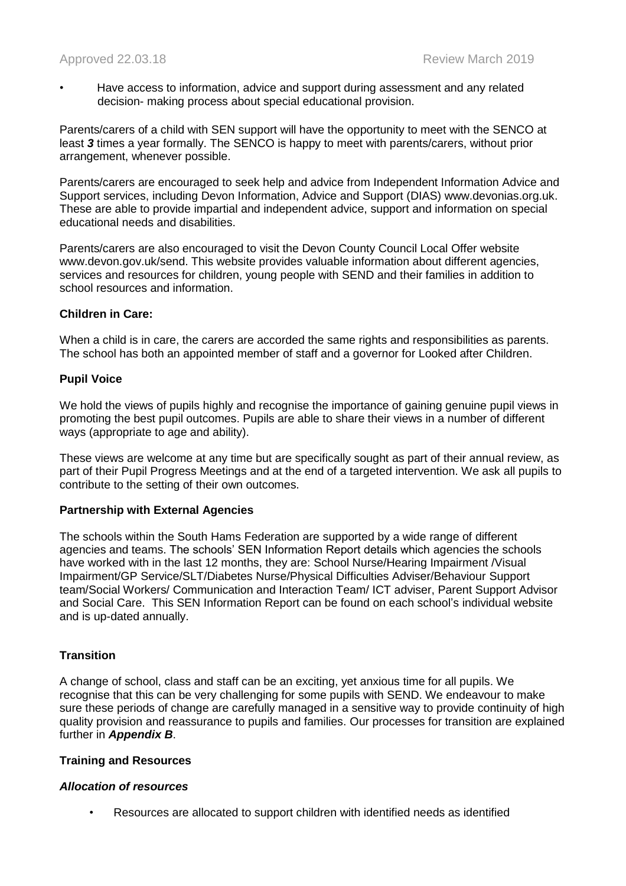- Have access to information, advice and support during assessment and any related decision- making process about special educational provision.

Parents/carers of a child with SEN support will have the opportunity to meet with the SENCO at least ***3*** times a year formally. The SENCO is happy to meet with parents/carers, without prior arrangement, whenever possible.

Parents/carers are encouraged to seek help and advice from Independent Information Advice and Support services, including Devon Information, Advice and Support (DIAS) www.devonias.org.uk. These are able to provide impartial and independent advice, support and information on special educational needs and disabilities.

Parents/carers are also encouraged to visit the Devon County Council Local Offer website www.devon.gov.uk/send. This website provides valuable information about different agencies, services and resources for children, young people with SEND and their families in addition to school resources and information.

**Children in Care:**

When a child is in care, the carers are accorded the same rights and responsibilities as parents. The school has both an appointed member of staff and a governor for Looked after Children.

**Pupil Voice**

We hold the views of pupils highly and recognise the importance of gaining genuine pupil views in promoting the best pupil outcomes. Pupils are able to share their views in a number of different ways (appropriate to age and ability).

These views are welcome at any time but are specifically sought as part of their annual review, as part of their Pupil Progress Meetings and at the end of a targeted intervention. We ask all pupils to contribute to the setting of their own outcomes.

**Partnership with External Agencies**

The schools within the South Hams Federation are supported by a wide range of different agencies and teams. The schools' SEN Information Report details which agencies the schools have worked with in the last 12 months, they are: School Nurse/Hearing Impairment /Visual Impairment/GP Service/SLT/Diabetes Nurse/Physical Difficulties Adviser/Behaviour Support team/Social Workers/ Communication and Interaction Team/ ICT adviser, Parent Support Advisor and Social Care. This SEN Information Report can be found on each school's individual website and is up-dated annually.

**Transition**

A change of school, class and staff can be an exciting, yet anxious time for all pupils. We recognise that this can be very challenging for some pupils with SEND. We endeavour to make sure these periods of change are carefully managed in a sensitive way to provide continuity of high quality provision and reassurance to pupils and families. Our processes for transition are explained further in ***Appendix B***.

**Training and Resources**

***Allocation of resources***

- Resources are allocated to support children with identified needs as identified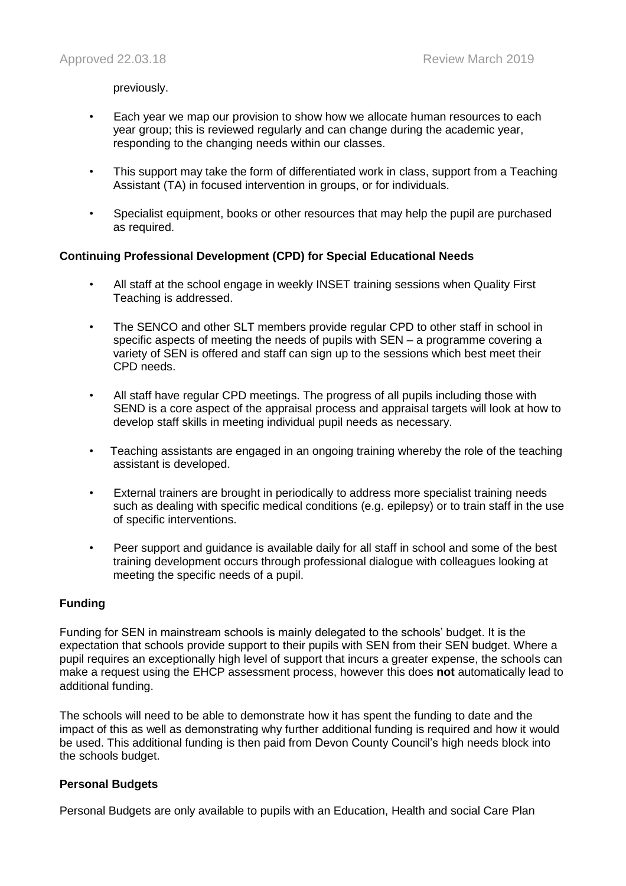previously.

- Each year we map our provision to show how we allocate human resources to each year group; this is reviewed regularly and can change during the academic year, responding to the changing needs within our classes.
- This support may take the form of differentiated work in class, support from a Teaching Assistant (TA) in focused intervention in groups, or for individuals.
- Specialist equipment, books or other resources that may help the pupil are purchased as required.

**Continuing Professional Development (CPD) for Special Educational Needs**

- All staff at the school engage in weekly INSET training sessions when Quality First Teaching is addressed.
- The SENCO and other SLT members provide regular CPD to other staff in school in specific aspects of meeting the needs of pupils with SEN – a programme covering a variety of SEN is offered and staff can sign up to the sessions which best meet their CPD needs.
- All staff have regular CPD meetings. The progress of all pupils including those with SEND is a core aspect of the appraisal process and appraisal targets will look at how to develop staff skills in meeting individual pupil needs as necessary.
- Teaching assistants are engaged in an ongoing training whereby the role of the teaching assistant is developed.
- External trainers are brought in periodically to address more specialist training needs such as dealing with specific medical conditions (e.g. epilepsy) or to train staff in the use of specific interventions.
- Peer support and guidance is available daily for all staff in school and some of the best training development occurs through professional dialogue with colleagues looking at meeting the specific needs of a pupil.

**Funding**

Funding for SEN in mainstream schools is mainly delegated to the schools' budget. It is the expectation that schools provide support to their pupils with SEN from their SEN budget. Where a pupil requires an exceptionally high level of support that incurs a greater expense, the schools can make a request using the EHCP assessment process, however this does **not** automatically lead to additional funding.

The schools will need to be able to demonstrate how it has spent the funding to date and the impact of this as well as demonstrating why further additional funding is required and how it would be used. This additional funding is then paid from Devon County Council's high needs block into the schools budget.

**Personal Budgets**

Personal Budgets are only available to pupils with an Education, Health and social Care Plan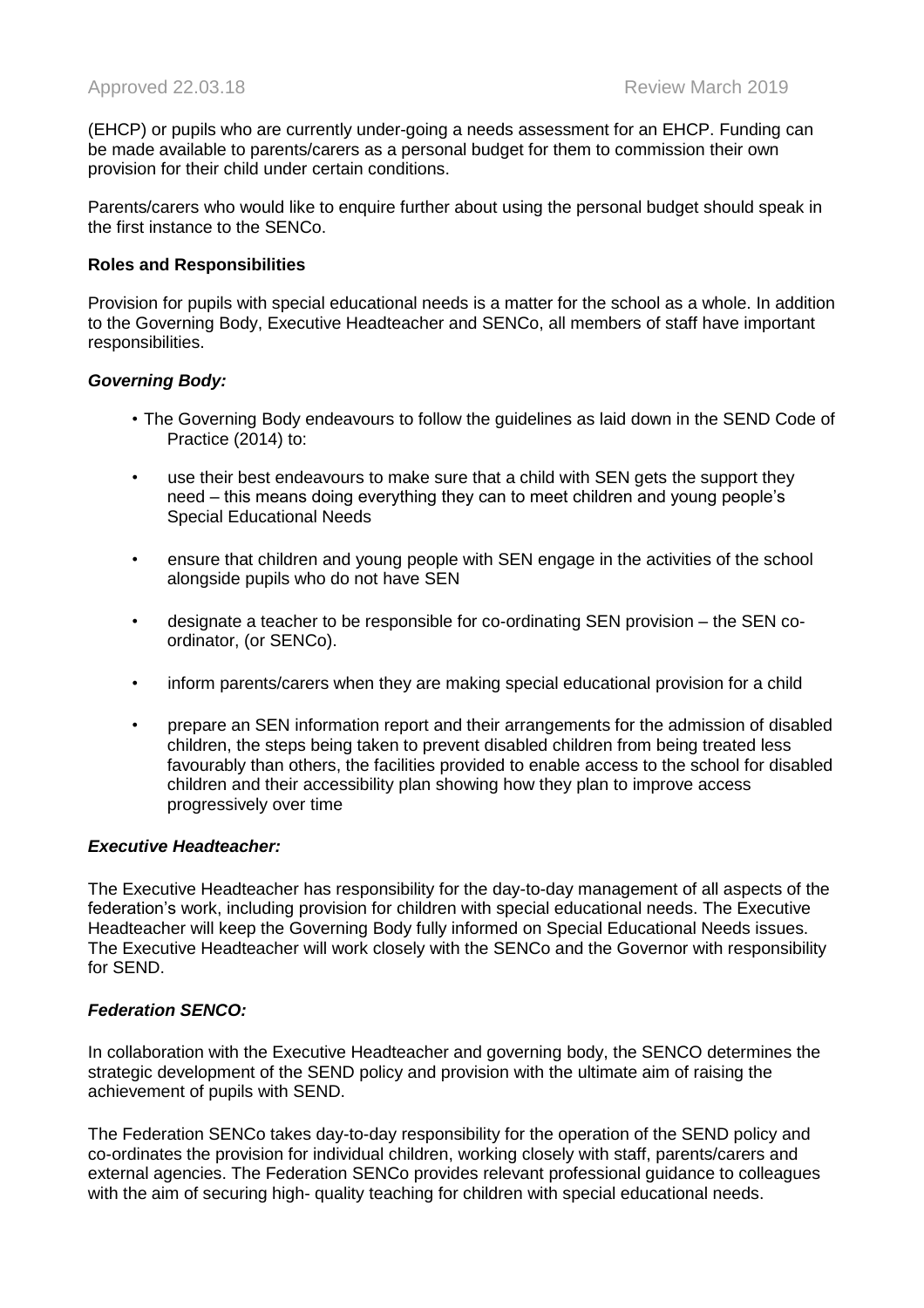(EHCP) or pupils who are currently under-going a needs assessment for an EHCP. Funding can be made available to parents/carers as a personal budget for them to commission their own provision for their child under certain conditions.

Parents/carers who would like to enquire further about using the personal budget should speak in the first instance to the SENCo.

**Roles and Responsibilities**

Provision for pupils with special educational needs is a matter for the school as a whole. In addition to the Governing Body, Executive Headteacher and SENCo, all members of staff have important responsibilities.

***Governing Body:***

- The Governing Body endeavours to follow the guidelines as laid down in the SEND Code of Practice (2014) to:
- use their best endeavours to make sure that a child with SEN gets the support they need – this means doing everything they can to meet children and young people's Special Educational Needs
- ensure that children and young people with SEN engage in the activities of the school alongside pupils who do not have SEN
- designate a teacher to be responsible for co-ordinating SEN provision – the SEN co-ordinator, (or SENCo).
- inform parents/carers when they are making special educational provision for a child
- prepare an SEN information report and their arrangements for the admission of disabled children, the steps being taken to prevent disabled children from being treated less favourably than others, the facilities provided to enable access to the school for disabled children and their accessibility plan showing how they plan to improve access progressively over time

***Executive Headteacher:***

The Executive Headteacher has responsibility for the day-to-day management of all aspects of the federation's work, including provision for children with special educational needs. The Executive Headteacher will keep the Governing Body fully informed on Special Educational Needs issues. The Executive Headteacher will work closely with the SENCo and the Governor with responsibility for SEND.

***Federation SENCO:***

In collaboration with the Executive Headteacher and governing body, the SENCO determines the strategic development of the SEND policy and provision with the ultimate aim of raising the achievement of pupils with SEND.

The Federation SENCo takes day-to-day responsibility for the operation of the SEND policy and co-ordinates the provision for individual children, working closely with staff, parents/carers and external agencies. The Federation SENCo provides relevant professional guidance to colleagues with the aim of securing high- quality teaching for children with special educational needs.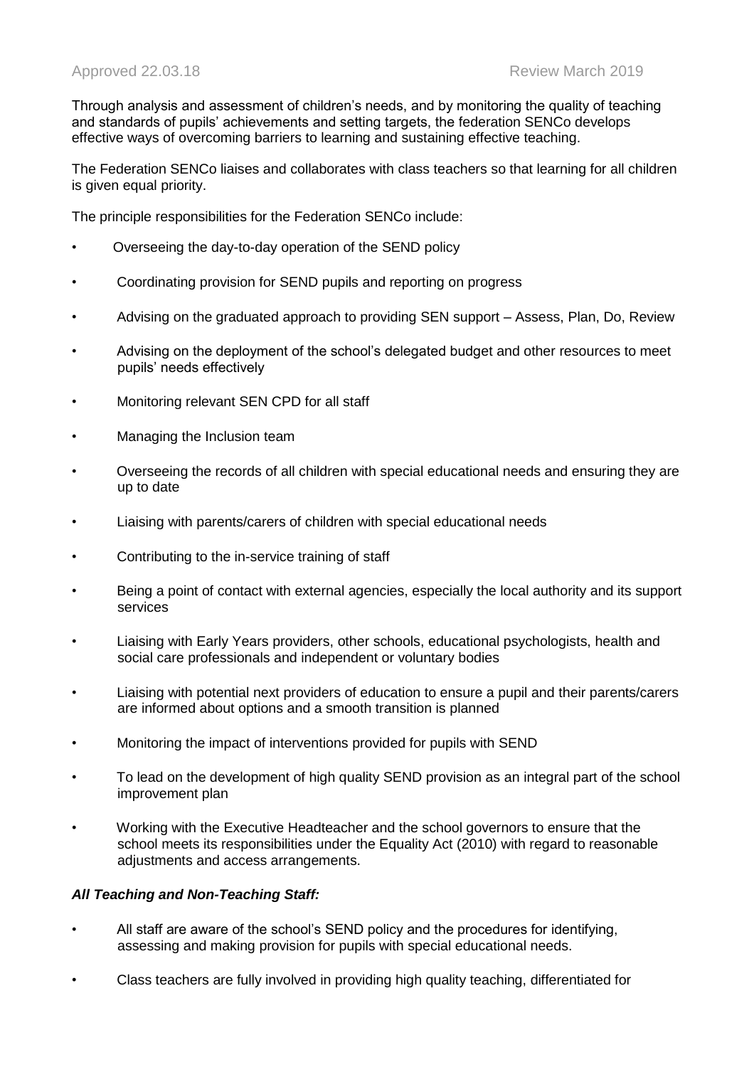Through analysis and assessment of children's needs, and by monitoring the quality of teaching and standards of pupils' achievements and setting targets, the federation SENCo develops effective ways of overcoming barriers to learning and sustaining effective teaching.

The Federation SENCo liaises and collaborates with class teachers so that learning for all children is given equal priority.

The principle responsibilities for the Federation SENCo include:

- Overseeing the day-to-day operation of the SEND policy
- Coordinating provision for SEND pupils and reporting on progress
- Advising on the graduated approach to providing SEN support – Assess, Plan, Do, Review
- Advising on the deployment of the school's delegated budget and other resources to meet pupils' needs effectively
- Monitoring relevant SEN CPD for all staff
- Managing the Inclusion team
- Overseeing the records of all children with special educational needs and ensuring they are up to date
- Liaising with parents/carers of children with special educational needs
- Contributing to the in-service training of staff
- Being a point of contact with external agencies, especially the local authority and its support services
- Liaising with Early Years providers, other schools, educational psychologists, health and social care professionals and independent or voluntary bodies
- Liaising with potential next providers of education to ensure a pupil and their parents/carers are informed about options and a smooth transition is planned
- Monitoring the impact of interventions provided for pupils with SEND
- To lead on the development of high quality SEND provision as an integral part of the school improvement plan
- Working with the Executive Headteacher and the school governors to ensure that the school meets its responsibilities under the Equality Act (2010) with regard to reasonable adjustments and access arrangements.

***All Teaching and Non-Teaching Staff:***

- All staff are aware of the school's SEND policy and the procedures for identifying, assessing and making provision for pupils with special educational needs.
- Class teachers are fully involved in providing high quality teaching, differentiated for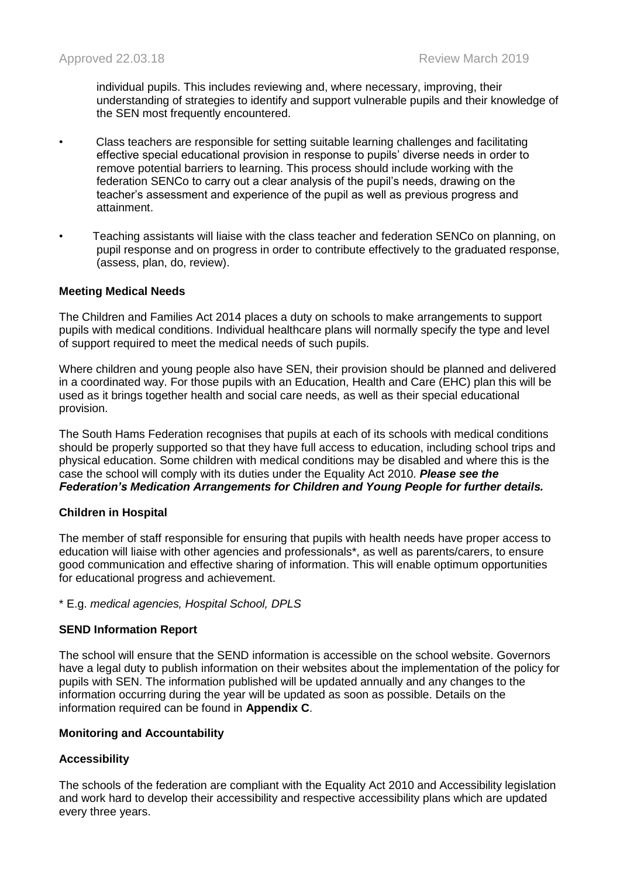individual pupils. This includes reviewing and, where necessary, improving, their understanding of strategies to identify and support vulnerable pupils and their knowledge of the SEN most frequently encountered.

- Class teachers are responsible for setting suitable learning challenges and facilitating effective special educational provision in response to pupils' diverse needs in order to remove potential barriers to learning. This process should include working with the federation SENCo to carry out a clear analysis of the pupil's needs, drawing on the teacher's assessment and experience of the pupil as well as previous progress and attainment.

- Teaching assistants will liaise with the class teacher and federation SENCo on planning, on pupil response and on progress in order to contribute effectively to the graduated response, (assess, plan, do, review).

**Meeting Medical Needs**

The Children and Families Act 2014 places a duty on schools to make arrangements to support pupils with medical conditions. Individual healthcare plans will normally specify the type and level of support required to meet the medical needs of such pupils.

Where children and young people also have SEN, their provision should be planned and delivered in a coordinated way. For those pupils with an Education, Health and Care (EHC) plan this will be used as it brings together health and social care needs, as well as their special educational provision.

The South Hams Federation recognises that pupils at each of its schools with medical conditions should be properly supported so that they have full access to education, including school trips and physical education. Some children with medical conditions may be disabled and where this is the case the school will comply with its duties under the Equality Act 2010. ***Please see the Federation's Medication Arrangements for Children and Young People for further details.***

**Children in Hospital**

The member of staff responsible for ensuring that pupils with health needs have proper access to education will liaise with other agencies and professionals*, as well as parents/carers, to ensure good communication and effective sharing of information. This will enable optimum opportunities for educational progress and achievement.

* E.g. *medical agencies, Hospital School, DPLS*

**SEND Information Report**

The school will ensure that the SEND information is accessible on the school website. Governors have a legal duty to publish information on their websites about the implementation of the policy for pupils with SEN. The information published will be updated annually and any changes to the information occurring during the year will be updated as soon as possible. Details on the information required can be found in **Appendix C**.

**Monitoring and Accountability**

**Accessibility**

The schools of the federation are compliant with the Equality Act 2010 and Accessibility legislation and work hard to develop their accessibility and respective accessibility plans which are updated every three years.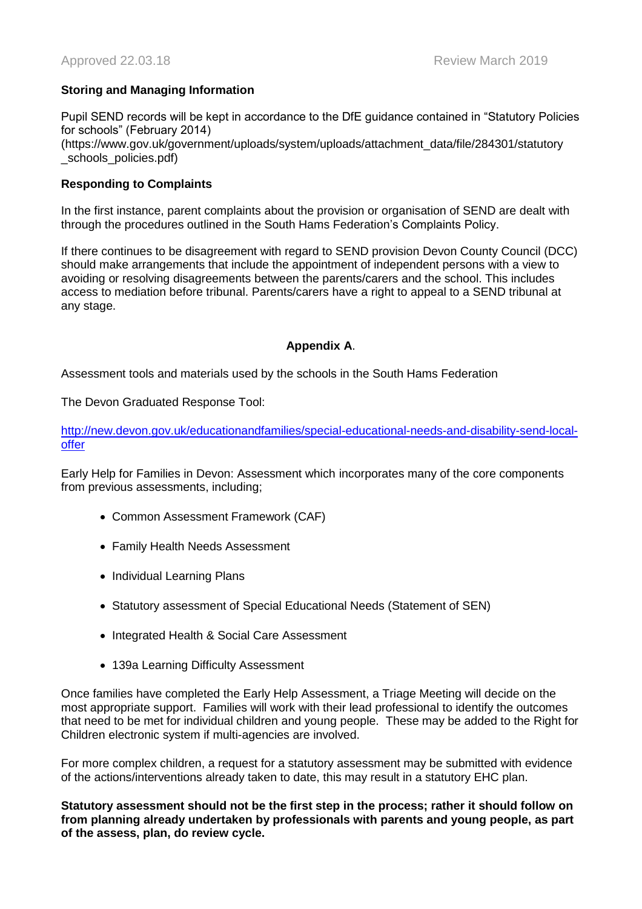### Storing and Managing Information

Pupil SEND records will be kept in accordance to the DfE guidance contained in "Statutory Policies for schools" (February 2014) (https://www.gov.uk/government/uploads/system/uploads/attachment_data/file/284301/statutory_schools_policies.pdf)

### Responding to Complaints

In the first instance, parent complaints about the provision or organisation of SEND are dealt with through the procedures outlined in the South Hams Federation's Complaints Policy.

If there continues to be disagreement with regard to SEND provision Devon County Council (DCC) should make arrangements that include the appointment of independent persons with a view to avoiding or resolving disagreements between the parents/carers and the school. This includes access to mediation before tribunal. Parents/carers have a right to appeal to a SEND tribunal at any stage.

## Appendix A.

Assessment tools and materials used by the schools in the South Hams Federation

The Devon Graduated Response Tool:

[http://new.devon.gov.uk/educationandfamilies/special-educational-needs-and-disability-send-local-offer](http://new.devon.gov.uk/educationandfamilies/special-educational-needs-and-disability-send-local-offer)

Early Help for Families in Devon: Assessment which incorporates many of the core components from previous assessments, including;

- Common Assessment Framework (CAF)
- Family Health Needs Assessment
- Individual Learning Plans
- Statutory assessment of Special Educational Needs (Statement of SEN)
- Integrated Health & Social Care Assessment
- 139a Learning Difficulty Assessment

Once families have completed the Early Help Assessment, a Triage Meeting will decide on the most appropriate support. Families will work with their lead professional to identify the outcomes that need to be met for individual children and young people. These may be added to the Right for Children electronic system if multi-agencies are involved.

For more complex children, a request for a statutory assessment may be submitted with evidence of the actions/interventions already taken to date, this may result in a statutory EHC plan.

**Statutory assessment should not be the first step in the process; rather it should follow on from planning already undertaken by professionals with parents and young people, as part of the assess, plan, do review cycle.**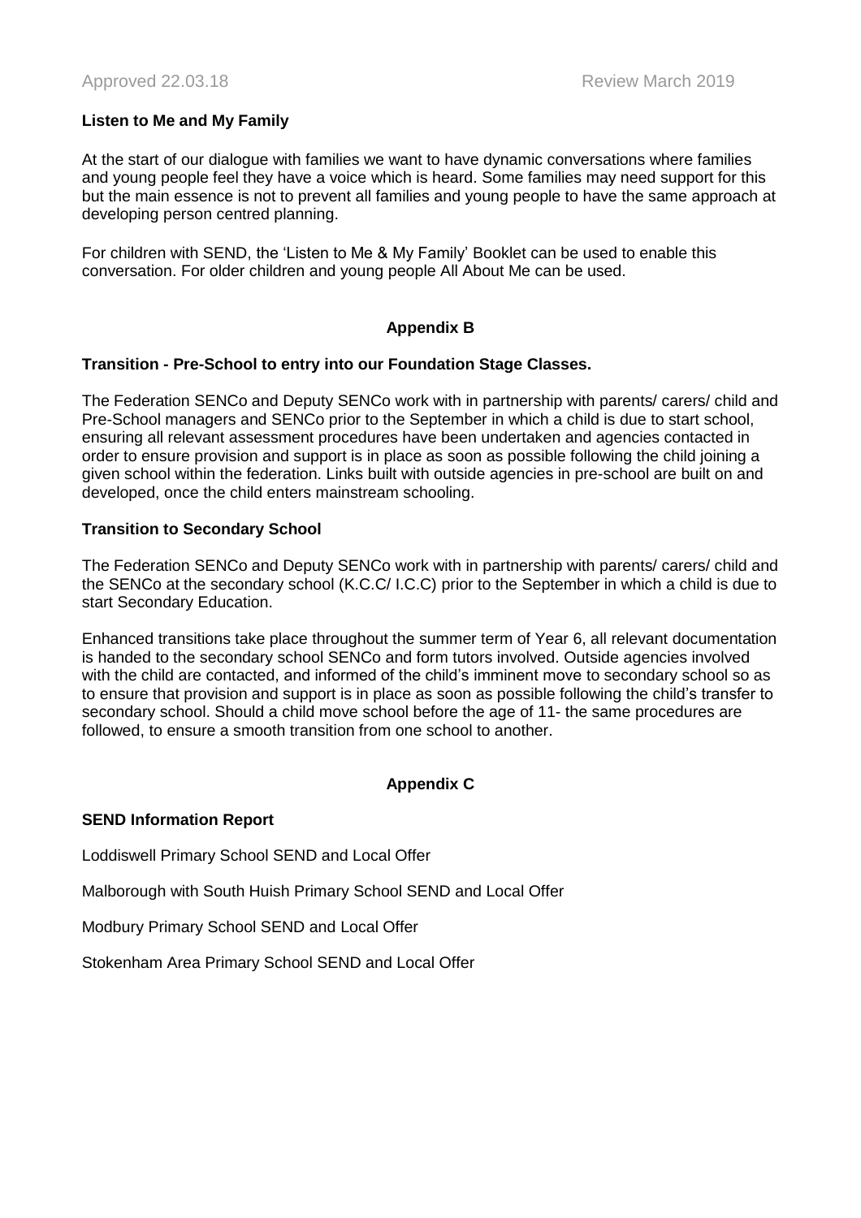**Listen to Me and My Family**

At the start of our dialogue with families we want to have dynamic conversations where families and young people feel they have a voice which is heard. Some families may need support for this but the main essence is not to prevent all families and young people to have the same approach at developing person centred planning.

For children with SEND, the 'Listen to Me & My Family' Booklet can be used to enable this conversation. For older children and young people All About Me can be used.

## Appendix B

**Transition - Pre-School to entry into our Foundation Stage Classes.**

The Federation SENCo and Deputy SENCo work with in partnership with parents/ carers/ child and Pre-School managers and SENCo prior to the September in which a child is due to start school, ensuring all relevant assessment procedures have been undertaken and agencies contacted in order to ensure provision and support is in place as soon as possible following the child joining a given school within the federation. Links built with outside agencies in pre-school are built on and developed, once the child enters mainstream schooling.

**Transition to Secondary School**

The Federation SENCo and Deputy SENCo work with in partnership with parents/ carers/ child and the SENCo at the secondary school (K.C.C/ I.C.C) prior to the September in which a child is due to start Secondary Education.

Enhanced transitions take place throughout the summer term of Year 6, all relevant documentation is handed to the secondary school SENCo and form tutors involved. Outside agencies involved with the child are contacted, and informed of the child's imminent move to secondary school so as to ensure that provision and support is in place as soon as possible following the child's transfer to secondary school. Should a child move school before the age of 11- the same procedures are followed, to ensure a smooth transition from one school to another.

## Appendix C

**SEND Information Report**

Loddiswell Primary School SEND and Local Offer

Malborough with South Huish Primary School SEND and Local Offer

Modbury Primary School SEND and Local Offer

Stokenham Area Primary School SEND and Local Offer